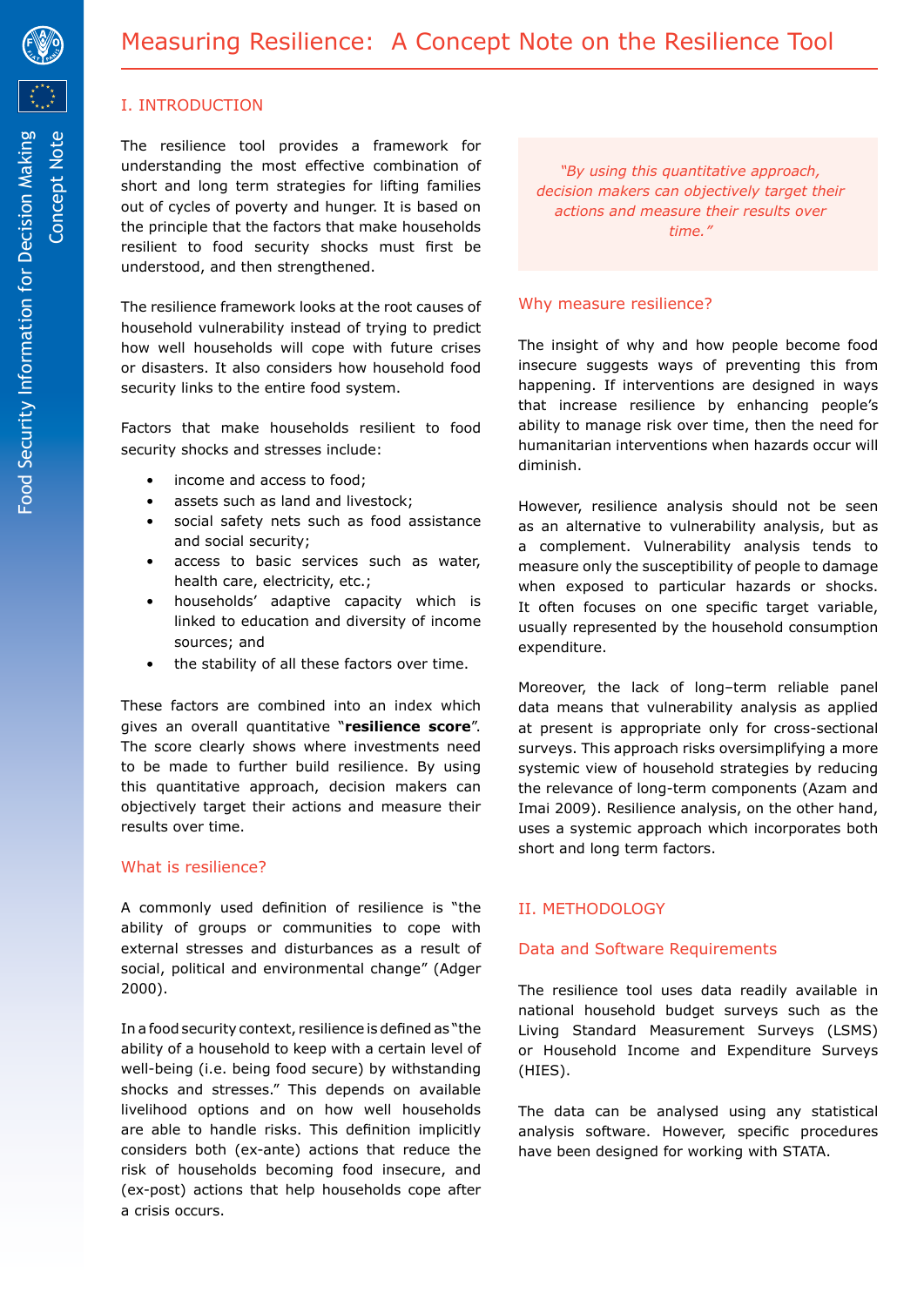# Measuring Resilience: A Concept Note on the Resilience Tool

Food Security Information for Decision Making

Concept Note

## I. INTRODUCTION

The resilience tool provides a framework for understanding the most effective combination of short and long term strategies for lifting families out of cycles of poverty and hunger. It is based on the principle that the factors that make households resilient to food security shocks must first be understood, and then strengthened.

The resilience framework looks at the root causes of household vulnerability instead of trying to predict how well households will cope with future crises or disasters. It also considers how household food security links to the entire food system.

Factors that make households resilient to food security shocks and stresses include:

- income and access to food;
- assets such as land and livestock;
- social safety nets such as food assistance and social security;
- access to basic services such as water, health care, electricity, etc.;
- households' adaptive capacity which is linked to education and diversity of income sources; and
- the stability of all these factors over time.

These factors are combined into an index which gives an overall quantitative "**resilience score**". The score clearly shows where investments need to be made to further build resilience. By using this quantitative approach, decision makers can objectively target their actions and measure their results over time.

### What is resilience?

A commonly used definition of resilience is "the ability of groups or communities to cope with external stresses and disturbances as a result of social, political and environmental change" (Adger 2000).

In a food security context, resilience is defined as "the ability of a household to keep with a certain level of well-being (i.e. being food secure) by withstanding shocks and stresses." This depends on available livelihood options and on how well households are able to handle risks. This definition implicitly considers both (ex-ante) actions that reduce the risk of households becoming food insecure, and (ex-post) actions that help households cope after a crisis occurs.

*"By using this quantitative approach, decision makers can objectively target their actions and measure their results over time."*

### Why measure resilience?

The insight of why and how people become food insecure suggests ways of preventing this from happening. If interventions are designed in ways that increase resilience by enhancing people's ability to manage risk over time, then the need for humanitarian interventions when hazards occur will diminish.

However, resilience analysis should not be seen as an alternative to vulnerability analysis, but as a complement. Vulnerability analysis tends to measure only the susceptibility of people to damage when exposed to particular hazards or shocks. It often focuses on one specific target variable, usually represented by the household consumption expenditure.

Moreover, the lack of long–term reliable panel data means that vulnerability analysis as applied at present is appropriate only for cross-sectional surveys. This approach risks oversimplifying a more systemic view of household strategies by reducing the relevance of long-term components (Azam and Imai 2009). Resilience analysis, on the other hand, uses a systemic approach which incorporates both short and long term factors.

## II. METHODOLOGY

### Data and Software Requirements

The resilience tool uses data readily available in national household budget surveys such as the Living Standard Measurement Surveys (LSMS) or Household Income and Expenditure Surveys (HIES).

The data can be analysed using any statistical analysis software. However, specific procedures have been designed for working with STATA.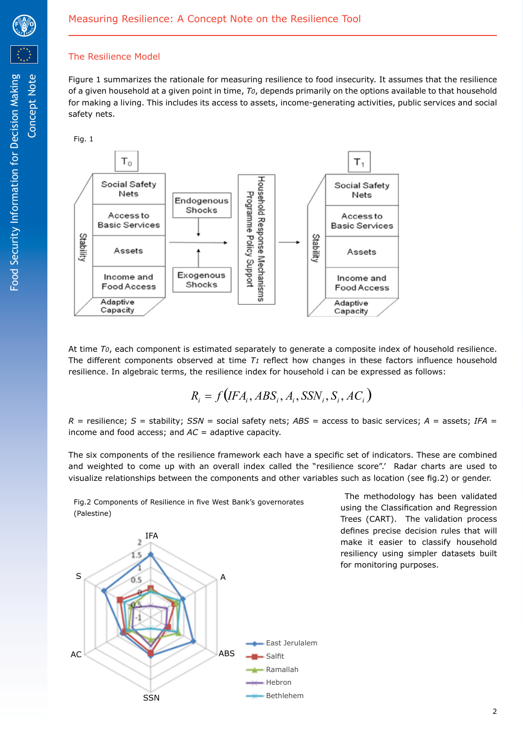## The Resilience Model

Figure 1 summarizes the rationale for measuring resilience to food insecurity. It assumes that the resilience of a given household at a given point in time, $T_0$, depends primarily on the options available to that household for making a living. This includes its access to assets, income-generating activities, public services and social safety nets.

Fig. 1

At time $T_0$, each component is estimated separately to generate a composite index of household resilience. The different components observed at time $T_1$ reflect how changes in these factors influence household resilience. In algebraic terms, the resilience index for household i can be expressed as follows:

$$R_i = f(IFA_i, ABS_i, A_i, SSN_i, S_i, AC_i)$$

*R* = resilience; *S* = stability; *SSN* = social safety nets; *ABS* = access to basic services; *A* = assets; *IFA* = income and food access; and *AC* = adaptive capacity.

The six components of the resilience framework each have a specific set of indicators. These are combined and weighted to come up with an overall index called the "resilience score".' Radar charts are used to visualize relationships between the components and other variables such as location (see fig.2) or gender.

Fig.2 Components of Resilience in five West Bank's governorates (Palestine)

The methodology has been validated using the Classification and Regression Trees (CART). The validation process defines precise decision rules that will make it easier to classify household resiliency using simpler datasets built for monitoring purposes.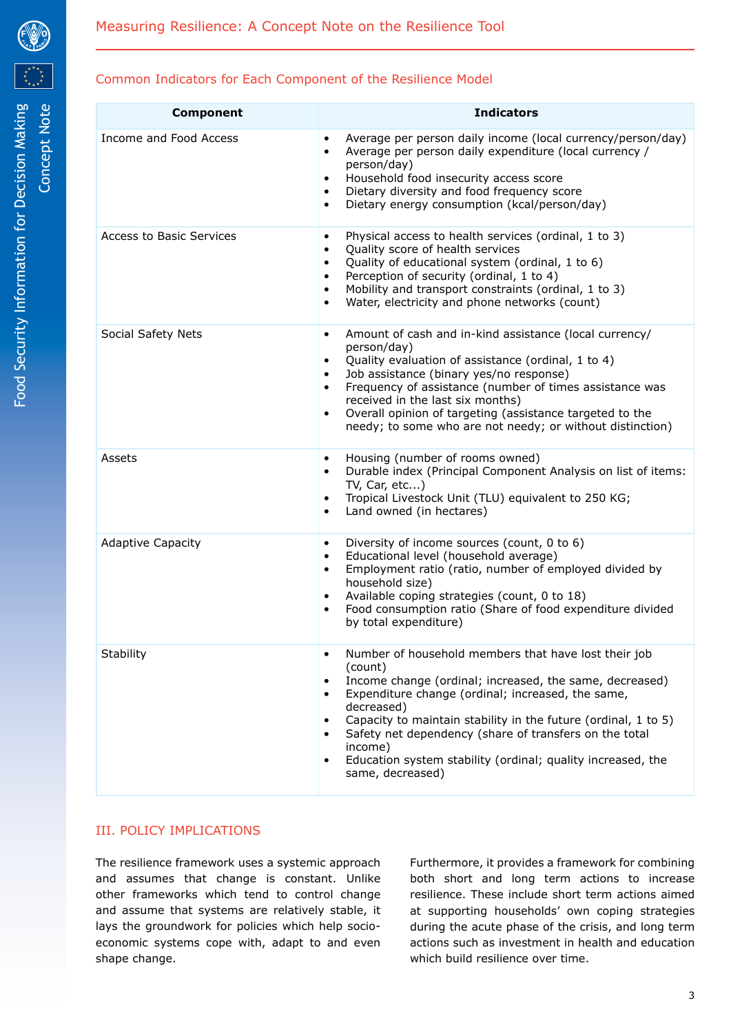### Common Indicators for Each Component of the Resilience Model

| Component | Indicators |
|---|---|
| Income and Food Access | • Average per person daily income (local currency/person/day)<br>• Average per person daily expenditure (local currency / person/day)<br>• Household food insecurity access score<br>• Dietary diversity and food frequency score<br>• Dietary energy consumption (kcal/person/day) |
| Access to Basic Services | • Physical access to health services (ordinal, 1 to 3)<br>• Quality score of health services<br>• Quality of educational system (ordinal, 1 to 6)<br>• Perception of security (ordinal, 1 to 4)<br>• Mobility and transport constraints (ordinal, 1 to 3)<br>• Water, electricity and phone networks (count) |
| Social Safety Nets | • Amount of cash and in-kind assistance (local currency/ person/day)<br>• Quality evaluation of assistance (ordinal, 1 to 4)<br>• Job assistance (binary yes/no response)<br>• Frequency of assistance (number of times assistance was received in the last six months)<br>• Overall opinion of targeting (assistance targeted to the needy; to some who are not needy; or without distinction) |
| Assets | • Housing (number of rooms owned)<br>• Durable index (Principal Component Analysis on list of items: TV, Car, etc...)<br>• Tropical Livestock Unit (TLU) equivalent to 250 KG;<br>• Land owned (in hectares) |
| Adaptive Capacity | • Diversity of income sources (count, 0 to 6)<br>• Educational level (household average)<br>• Employment ratio (ratio, number of employed divided by household size)<br>• Available coping strategies (count, 0 to 18)<br>• Food consumption ratio (Share of food expenditure divided by total expenditure) |
| Stability | • Number of household members that have lost their job (count)<br>• Income change (ordinal; increased, the same, decreased)<br>• Expenditure change (ordinal; increased, the same, decreased)<br>• Capacity to maintain stability in the future (ordinal, 1 to 5)<br>• Safety net dependency (share of transfers on the total income)<br>• Education system stability (ordinal; quality increased, the same, decreased) |

## III. POLICY IMPLICATIONS

The resilience framework uses a systemic approach and assumes that change is constant. Unlike other frameworks which tend to control change and assume that systems are relatively stable, it lays the groundwork for policies which help socio-economic systems cope with, adapt to and even shape change.

Furthermore, it provides a framework for combining both short and long term actions to increase resilience. These include short term actions aimed at supporting households' own coping strategies during the acute phase of the crisis, and long term actions such as investment in health and education which build resilience over time.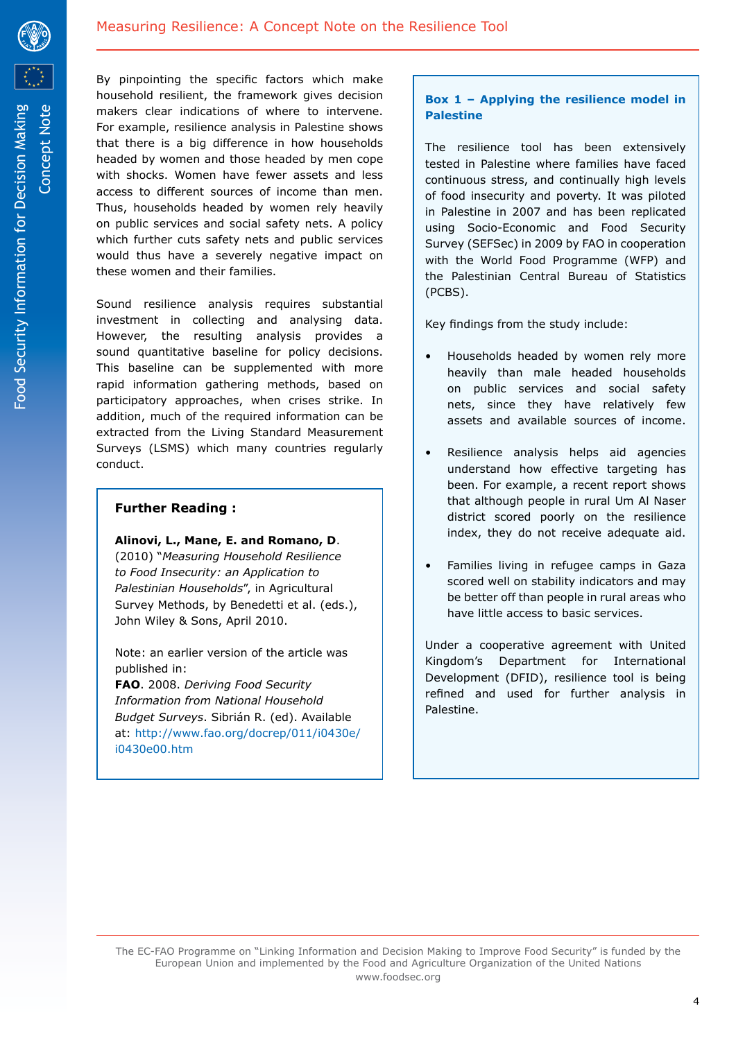By pinpointing the specific factors which make household resilient, the framework gives decision makers clear indications of where to intervene. For example, resilience analysis in Palestine shows that there is a big difference in how households headed by women and those headed by men cope with shocks. Women have fewer assets and less access to different sources of income than men. Thus, households headed by women rely heavily on public services and social safety nets. A policy which further cuts safety nets and public services would thus have a severely negative impact on these women and their families.

Sound resilience analysis requires substantial investment in collecting and analysing data. However, the resulting analysis provides a sound quantitative baseline for policy decisions. This baseline can be supplemented with more rapid information gathering methods, based on participatory approaches, when crises strike. In addition, much of the required information can be extracted from the Living Standard Measurement Surveys (LSMS) which many countries regularly conduct.

**Further Reading :**

**Alinovi, L., Mane, E. and Romano, D**. (2010) "*Measuring Household Resilience to Food Insecurity: an Application to Palestinian Households*", in Agricultural Survey Methods, by Benedetti et al. (eds.), John Wiley & Sons, April 2010.

Note: an earlier version of the article was published in:
**FAO**. 2008. *Deriving Food Security Information from National Household Budget Surveys*. Sibrián R. (ed). Available at: http://www.fao.org/docrep/011/i0430e/i0430e00.htm

**Box 1 – Applying the resilience model in Palestine**

The resilience tool has been extensively tested in Palestine where families have faced continuous stress, and continually high levels of food insecurity and poverty. It was piloted in Palestine in 2007 and has been replicated using Socio-Economic and Food Security Survey (SEFSec) in 2009 by FAO in cooperation with the World Food Programme (WFP) and the Palestinian Central Bureau of Statistics (PCBS).

Key findings from the study include:

- Households headed by women rely more heavily than male headed households on public services and social safety nets, since they have relatively few assets and available sources of income.
- Resilience analysis helps aid agencies understand how effective targeting has been. For example, a recent report shows that although people in rural Um Al Naser district scored poorly on the resilience index, they do not receive adequate aid.
- Families living in refugee camps in Gaza scored well on stability indicators and may be better off than people in rural areas who have little access to basic services.

Under a cooperative agreement with United Kingdom's Department for International Development (DFID), resilience tool is being refined and used for further analysis in Palestine.